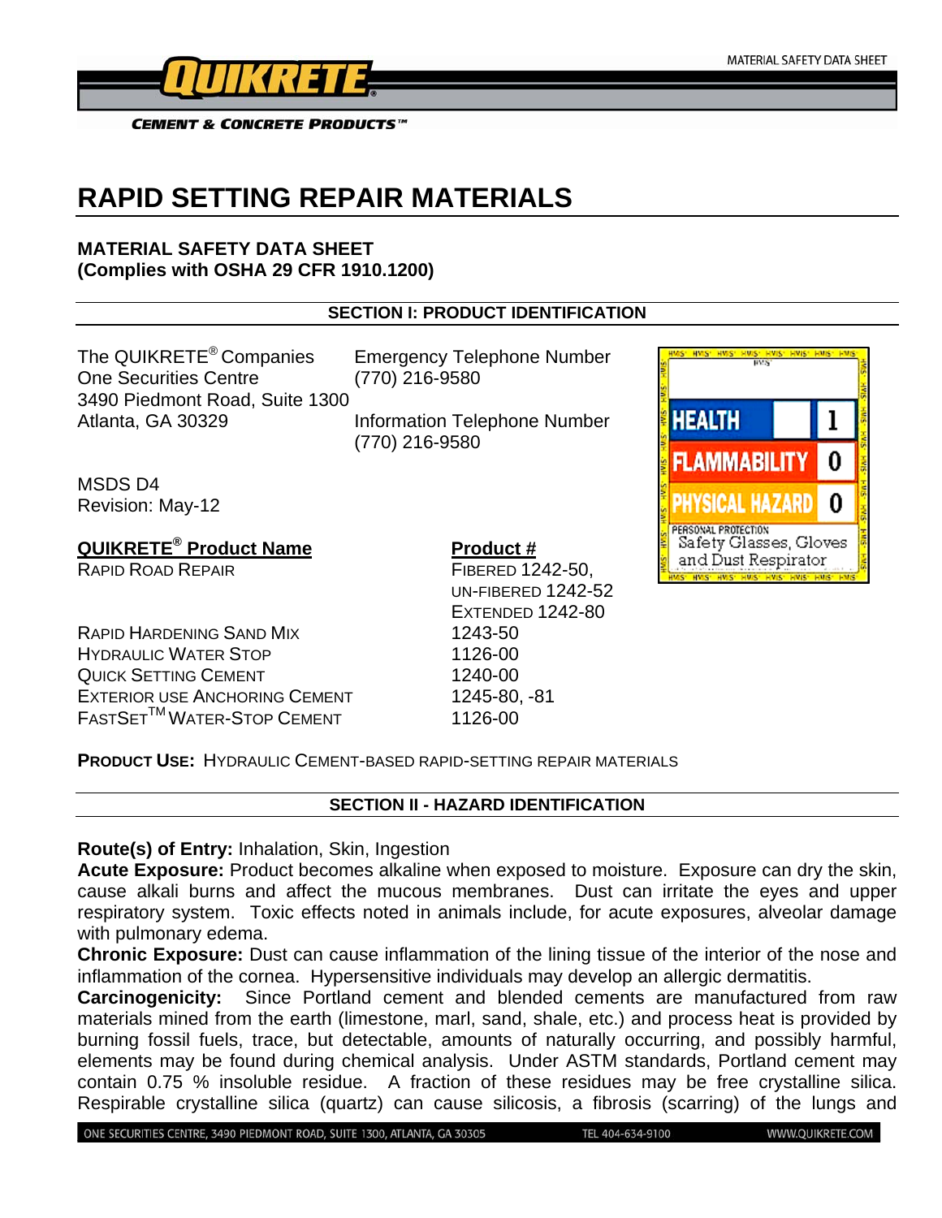MATERIAL SAFETY DATA SHEET

QUIKRETE® CEMENT & CONCRETE PRODUCTS™

# RAPID SETTING REPAIR MATERIALS

**MATERIAL SAFETY DATA SHEET**
**(Complies with OSHA 29 CFR 1910.1200)**

## SECTION I: PRODUCT IDENTIFICATION

The QUIKRETE® Companies
One Securities Centre
3490 Piedmont Road, Suite 1300
Atlanta, GA 30329

Emergency Telephone Number
(770) 216-9580

Information Telephone Number
(770) 216-9580

MSDS D4
Revision: May-12

| HMIS | |
|---|---|
| HEALTH | 1 |
| FLAMMABILITY | 0 |
| PHYSICAL HAZARD | 0 |
| PERSONAL PROTECTION | Safety Glasses, Gloves and Dust Respirator |

| QUIKRETE® Product Name | Product # |
|---|---|
| RAPID ROAD REPAIR | FIBERED 1242-50, UN-FIBERED 1242-52, EXTENDED 1242-80 |
| RAPID HARDENING SAND MIX | 1243-50 |
| HYDRAULIC WATER STOP | 1126-00 |
| QUICK SETTING CEMENT | 1240-00 |
| EXTERIOR USE ANCHORING CEMENT | 1245-80, -81 |
| FASTSET™ WATER-STOP CEMENT | 1126-00 |

**PRODUCT USE:** HYDRAULIC CEMENT-BASED RAPID-SETTING REPAIR MATERIALS

## SECTION II - HAZARD IDENTIFICATION

**Route(s) of Entry:** Inhalation, Skin, Ingestion

**Acute Exposure:** Product becomes alkaline when exposed to moisture. Exposure can dry the skin, cause alkali burns and affect the mucous membranes. Dust can irritate the eyes and upper respiratory system. Toxic effects noted in animals include, for acute exposures, alveolar damage with pulmonary edema.

**Chronic Exposure:** Dust can cause inflammation of the lining tissue of the interior of the nose and inflammation of the cornea. Hypersensitive individuals may develop an allergic dermatitis.

**Carcinogenicity:** Since Portland cement and blended cements are manufactured from raw materials mined from the earth (limestone, marl, sand, shale, etc.) and process heat is provided by burning fossil fuels, trace, but detectable, amounts of naturally occurring, and possibly harmful, elements may be found during chemical analysis. Under ASTM standards, Portland cement may contain 0.75 % insoluble residue. A fraction of these residues may be free crystalline silica. Respirable crystalline silica (quartz) can cause silicosis, a fibrosis (scarring) of the lungs and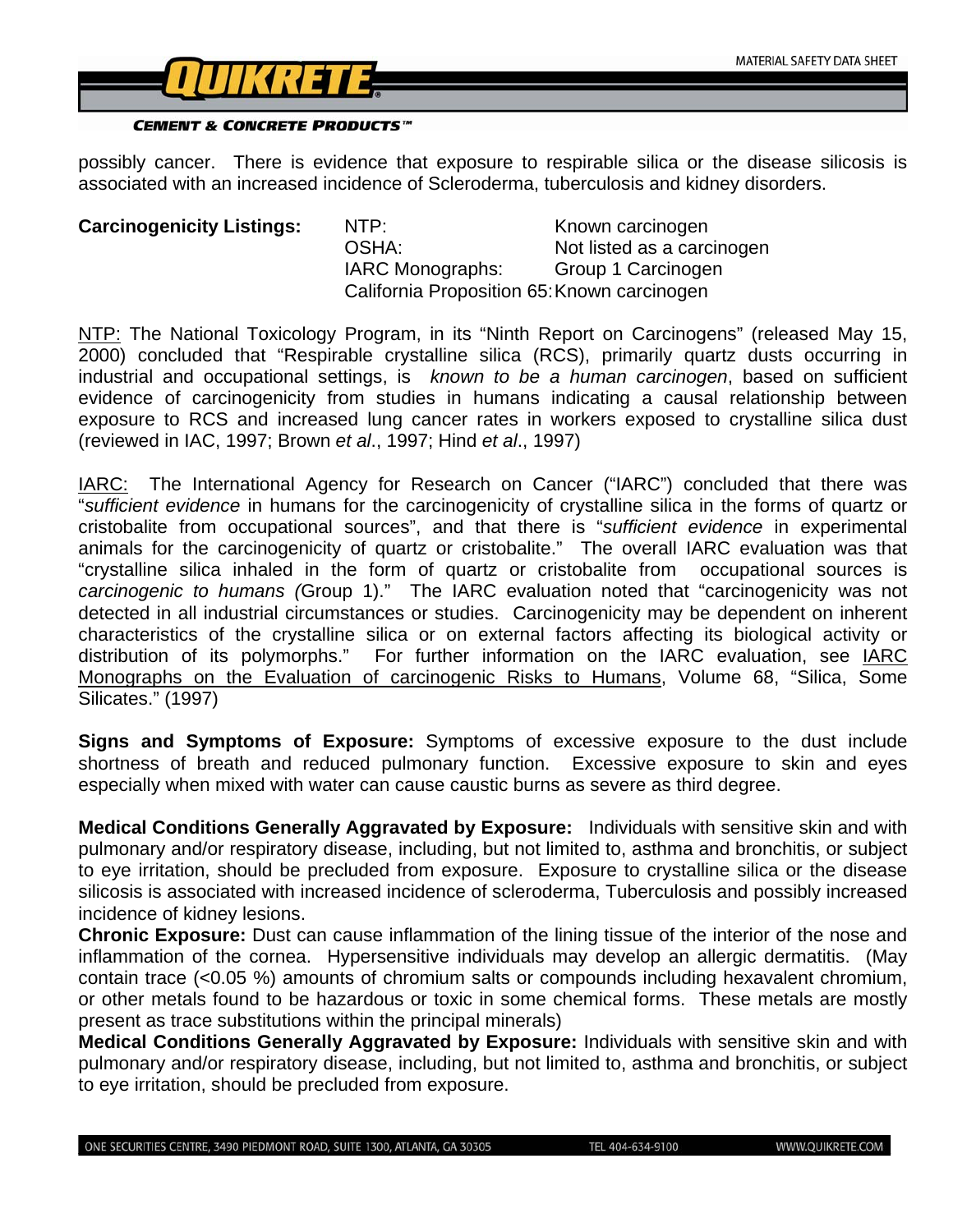possibly cancer. There is evidence that exposure to respirable silica or the disease silicosis is associated with an increased incidence of Scleroderma, tuberculosis and kidney disorders.

**Carcinogenicity Listings:**

| | |
|---|---|
| NTP: | Known carcinogen |
| OSHA: | Not listed as a carcinogen |
| IARC Monographs: | Group 1 Carcinogen |
| California Proposition 65: | Known carcinogen |

NTP: The National Toxicology Program, in its "Ninth Report on Carcinogens" (released May 15, 2000) concluded that "Respirable crystalline silica (RCS), primarily quartz dusts occurring in industrial and occupational settings, is *known to be a human carcinogen*, based on sufficient evidence of carcinogenicity from studies in humans indicating a causal relationship between exposure to RCS and increased lung cancer rates in workers exposed to crystalline silica dust (reviewed in IAC, 1997; Brown *et al*., 1997; Hind *et al*., 1997)

IARC: The International Agency for Research on Cancer ("IARC") concluded that there was "*sufficient evidence* in humans for the carcinogenicity of crystalline silica in the forms of quartz or cristobalite from occupational sources", and that there is "*sufficient evidence* in experimental animals for the carcinogenicity of quartz or cristobalite." The overall IARC evaluation was that "crystalline silica inhaled in the form of quartz or cristobalite from occupational sources is *carcinogenic to humans (*Group 1)." The IARC evaluation noted that "carcinogenicity was not detected in all industrial circumstances or studies. Carcinogenicity may be dependent on inherent characteristics of the crystalline silica or on external factors affecting its biological activity or distribution of its polymorphs." For further information on the IARC evaluation, see IARC Monographs on the Evaluation of carcinogenic Risks to Humans, Volume 68, "Silica, Some Silicates." (1997)

**Signs and Symptoms of Exposure:** Symptoms of excessive exposure to the dust include shortness of breath and reduced pulmonary function. Excessive exposure to skin and eyes especially when mixed with water can cause caustic burns as severe as third degree.

**Medical Conditions Generally Aggravated by Exposure:** Individuals with sensitive skin and with pulmonary and/or respiratory disease, including, but not limited to, asthma and bronchitis, or subject to eye irritation, should be precluded from exposure. Exposure to crystalline silica or the disease silicosis is associated with increased incidence of scleroderma, Tuberculosis and possibly increased incidence of kidney lesions.

**Chronic Exposure:** Dust can cause inflammation of the lining tissue of the interior of the nose and inflammation of the cornea. Hypersensitive individuals may develop an allergic dermatitis. (May contain trace (<0.05 %) amounts of chromium salts or compounds including hexavalent chromium, or other metals found to be hazardous or toxic in some chemical forms. These metals are mostly present as trace substitutions within the principal minerals)

**Medical Conditions Generally Aggravated by Exposure:** Individuals with sensitive skin and with pulmonary and/or respiratory disease, including, but not limited to, asthma and bronchitis, or subject to eye irritation, should be precluded from exposure.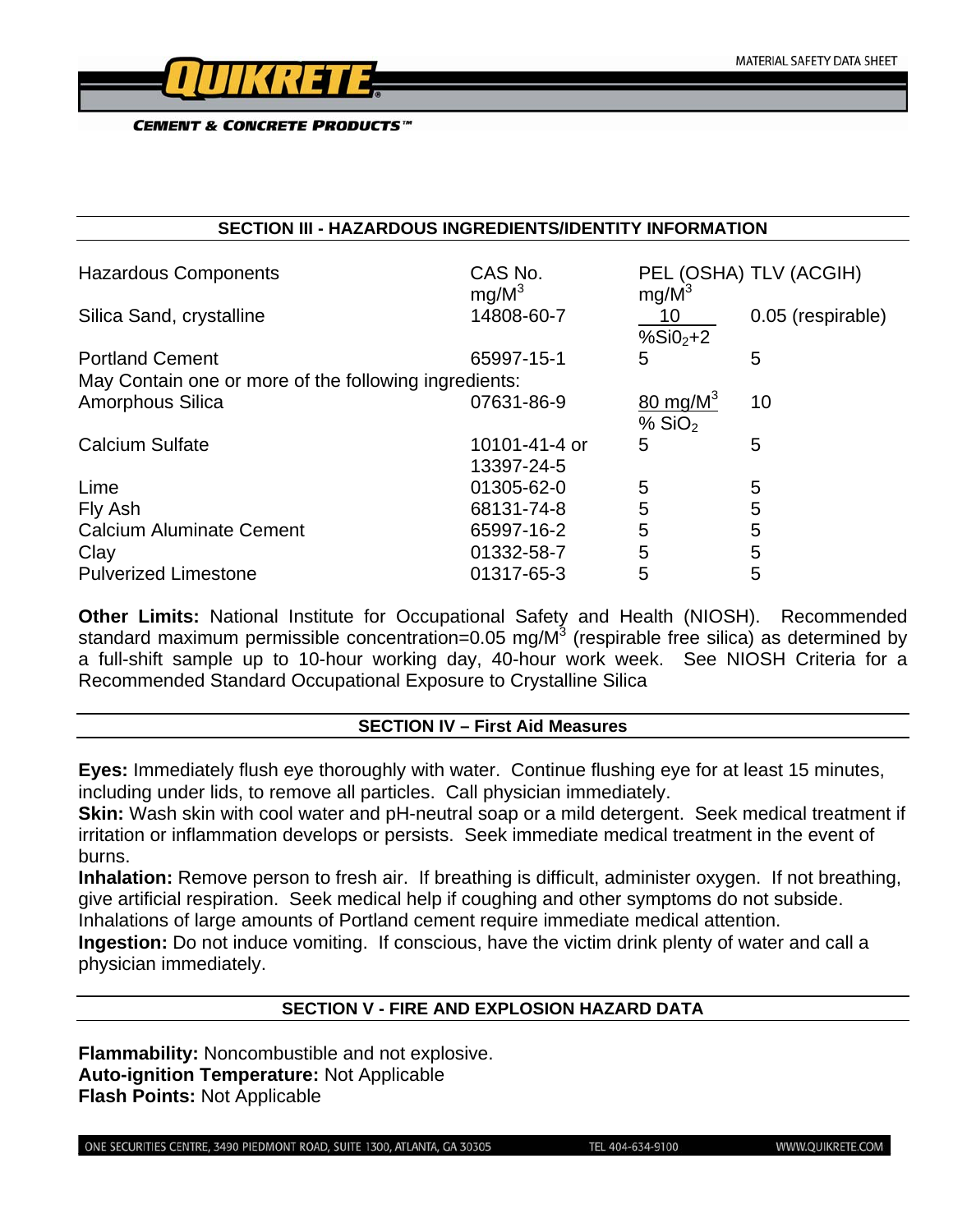## SECTION III - HAZARDOUS INGREDIENTS/IDENTITY INFORMATION

| Hazardous Components | CAS No. $mg/M^3$ | PEL (OSHA) $mg/M^3$ | TLV (ACGIH) |
|---|---|---|---|
| Silica Sand, crystalline | 14808-60-7 | $\frac{10}{\%SiO_2+2}$ | 0.05 (respirable) |
| Portland Cement | 65997-15-1 | 5 | 5 |
| May Contain one or more of the following ingredients: | | | |
| Amorphous Silica | 07631-86-9 | $\frac{80\ mg/M^3}{\%\ SiO_2}$ | 10 |
| Calcium Sulfate | 10101-41-4 or 13397-24-5 | 5 | 5 |
| Lime | 01305-62-0 | 5 | 5 |
| Fly Ash | 68131-74-8 | 5 | 5 |
| Calcium Aluminate Cement | 65997-16-2 | 5 | 5 |
| Clay | 01332-58-7 | 5 | 5 |
| Pulverized Limestone | 01317-65-3 | 5 | 5 |

**Other Limits:** National Institute for Occupational Safety and Health (NIOSH). Recommended standard maximum permissible concentration=0.05 $mg/M^3$ (respirable free silica) as determined by a full-shift sample up to 10-hour working day, 40-hour work week. See NIOSH Criteria for a Recommended Standard Occupational Exposure to Crystalline Silica

## SECTION IV – First Aid Measures

**Eyes:** Immediately flush eye thoroughly with water. Continue flushing eye for at least 15 minutes, including under lids, to remove all particles. Call physician immediately.

**Skin:** Wash skin with cool water and pH-neutral soap or a mild detergent. Seek medical treatment if irritation or inflammation develops or persists. Seek immediate medical treatment in the event of burns.

**Inhalation:** Remove person to fresh air. If breathing is difficult, administer oxygen. If not breathing, give artificial respiration. Seek medical help if coughing and other symptoms do not subside. Inhalations of large amounts of Portland cement require immediate medical attention.

**Ingestion:** Do not induce vomiting. If conscious, have the victim drink plenty of water and call a physician immediately.

## SECTION V - FIRE AND EXPLOSION HAZARD DATA

**Flammability:** Noncombustible and not explosive.
**Auto-ignition Temperature:** Not Applicable
**Flash Points:** Not Applicable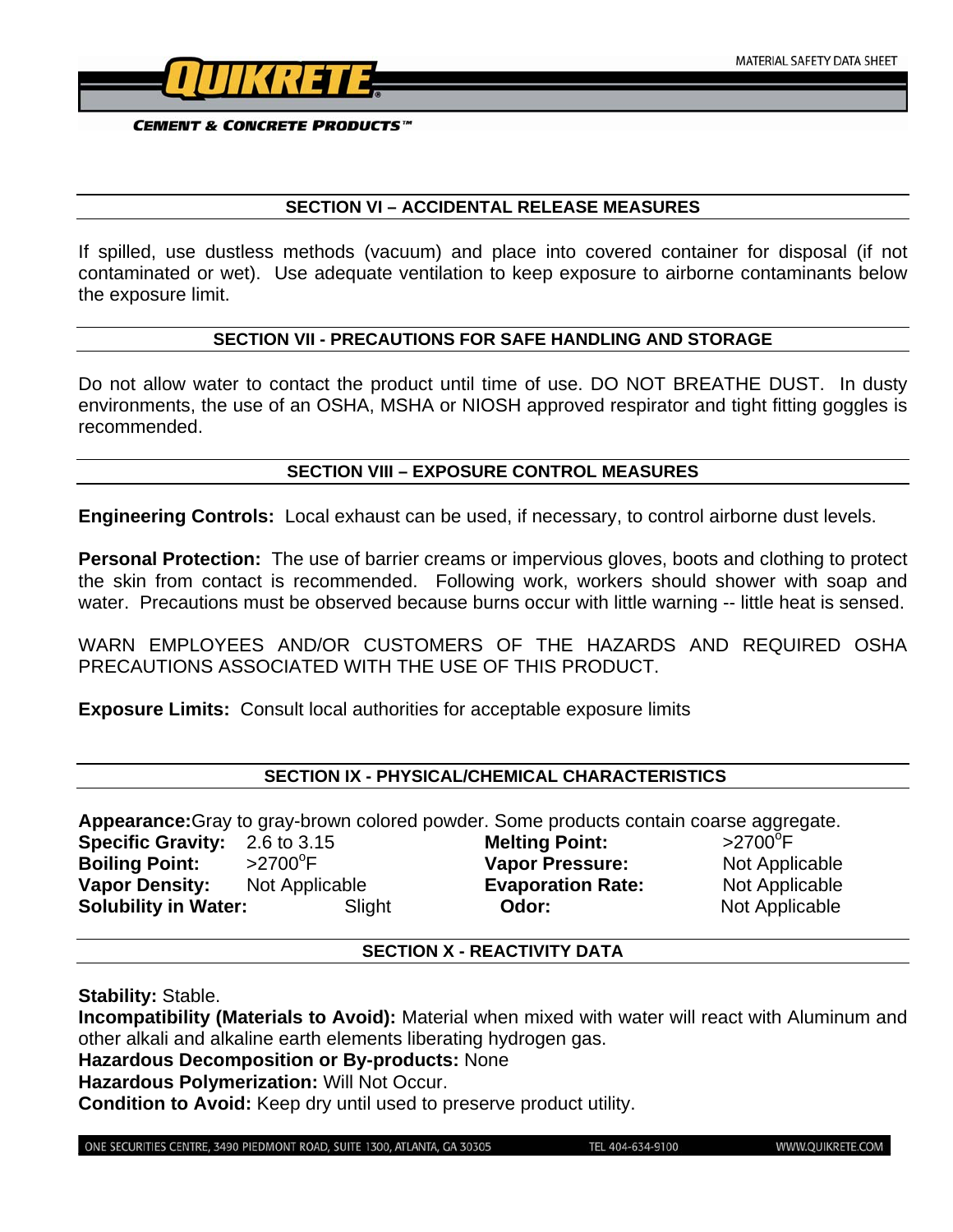## SECTION VI – ACCIDENTAL RELEASE MEASURES

If spilled, use dustless methods (vacuum) and place into covered container for disposal (if not contaminated or wet). Use adequate ventilation to keep exposure to airborne contaminants below the exposure limit.

## SECTION VII - PRECAUTIONS FOR SAFE HANDLING AND STORAGE

Do not allow water to contact the product until time of use. DO NOT BREATHE DUST. In dusty environments, the use of an OSHA, MSHA or NIOSH approved respirator and tight fitting goggles is recommended.

## SECTION VIII – EXPOSURE CONTROL MEASURES

**Engineering Controls:** Local exhaust can be used, if necessary, to control airborne dust levels.

**Personal Protection:** The use of barrier creams or impervious gloves, boots and clothing to protect the skin from contact is recommended. Following work, workers should shower with soap and water. Precautions must be observed because burns occur with little warning -- little heat is sensed.

WARN EMPLOYEES AND/OR CUSTOMERS OF THE HAZARDS AND REQUIRED OSHA PRECAUTIONS ASSOCIATED WITH THE USE OF THIS PRODUCT.

**Exposure Limits:** Consult local authorities for acceptable exposure limits

## SECTION IX - PHYSICAL/CHEMICAL CHARACTERISTICS

**Appearance:** Gray to gray-brown colored powder. Some products contain coarse aggregate.

| | | | |
|---|---|---|---|
| **Specific Gravity:** | 2.6 to 3.15 | **Melting Point:** | >2700°F |
| **Boiling Point:** | >2700°F | **Vapor Pressure:** | Not Applicable |
| **Vapor Density:** | Not Applicable | **Evaporation Rate:** | Not Applicable |
| **Solubility in Water:** | Slight | **Odor:** | Not Applicable |

## SECTION X - REACTIVITY DATA

**Stability:** Stable.
**Incompatibility (Materials to Avoid):** Material when mixed with water will react with Aluminum and other alkali and alkaline earth elements liberating hydrogen gas.
**Hazardous Decomposition or By-products:** None
**Hazardous Polymerization:** Will Not Occur.
**Condition to Avoid:** Keep dry until used to preserve product utility.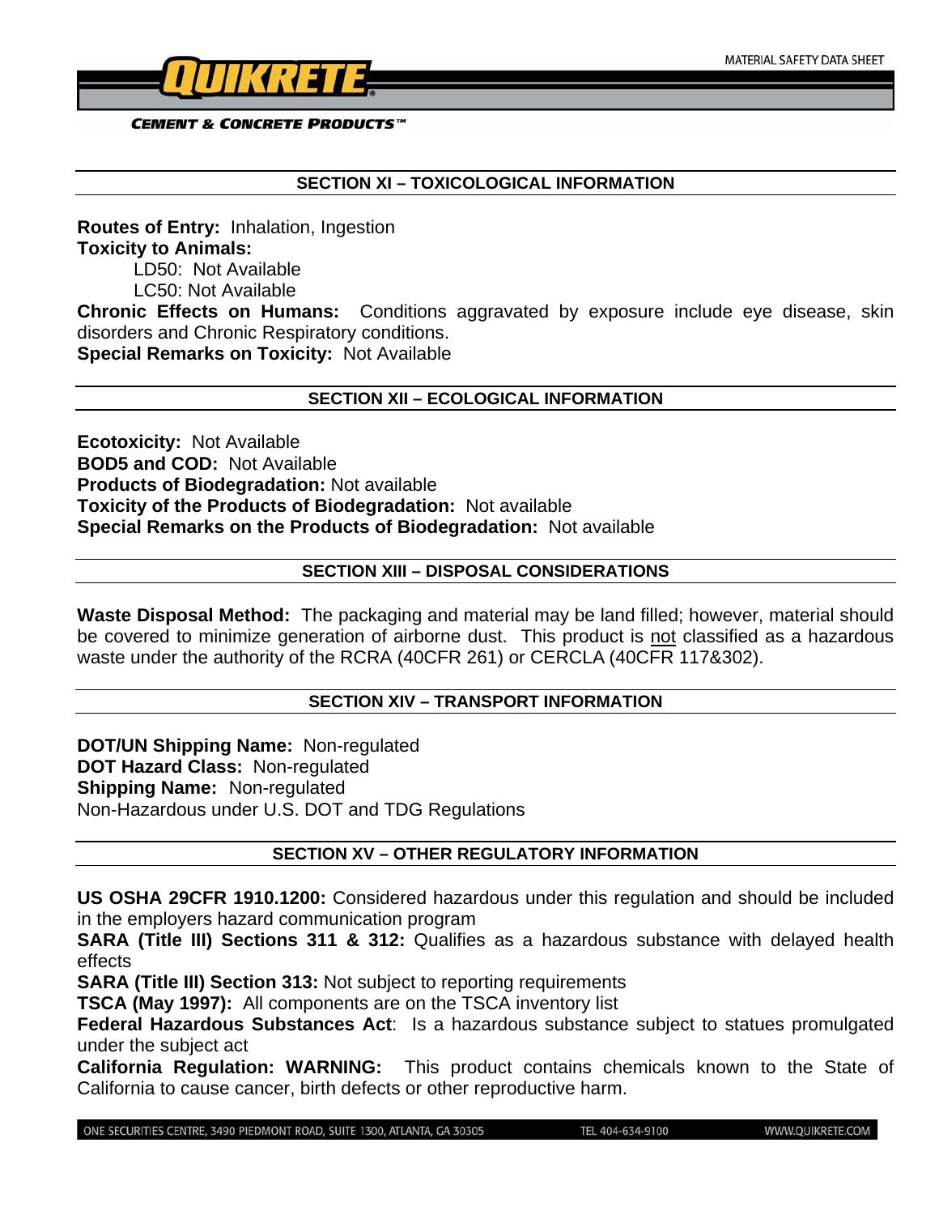## SECTION XI – TOXICOLOGICAL INFORMATION

**Routes of Entry:** Inhalation, Ingestion
**Toxicity to Animals:**
LD50: Not Available
LC50: Not Available
**Chronic Effects on Humans:** Conditions aggravated by exposure include eye disease, skin disorders and Chronic Respiratory conditions.
**Special Remarks on Toxicity:** Not Available

## SECTION XII – ECOLOGICAL INFORMATION

**Ecotoxicity:** Not Available
**BOD5 and COD:** Not Available
**Products of Biodegradation:** Not available
**Toxicity of the Products of Biodegradation:** Not available
**Special Remarks on the Products of Biodegradation:** Not available

## SECTION XIII – DISPOSAL CONSIDERATIONS

**Waste Disposal Method:** The packaging and material may be land filled; however, material should be covered to minimize generation of airborne dust. This product is <u>not</u> classified as a hazardous waste under the authority of the RCRA (40CFR 261) or CERCLA (40CFR 117&302).

## SECTION XIV – TRANSPORT INFORMATION

**DOT/UN Shipping Name:** Non-regulated
**DOT Hazard Class:** Non-regulated
**Shipping Name:** Non-regulated
Non-Hazardous under U.S. DOT and TDG Regulations

## SECTION XV – OTHER REGULATORY INFORMATION

**US OSHA 29CFR 1910.1200:** Considered hazardous under this regulation and should be included in the employers hazard communication program
**SARA (Title III) Sections 311 & 312:** Qualifies as a hazardous substance with delayed health effects
**SARA (Title III) Section 313:** Not subject to reporting requirements
**TSCA (May 1997):** All components are on the TSCA inventory list
**Federal Hazardous Substances Act**: Is a hazardous substance subject to statues promulgated under the subject act
**California Regulation: WARNING:** This product contains chemicals known to the State of California to cause cancer, birth defects or other reproductive harm.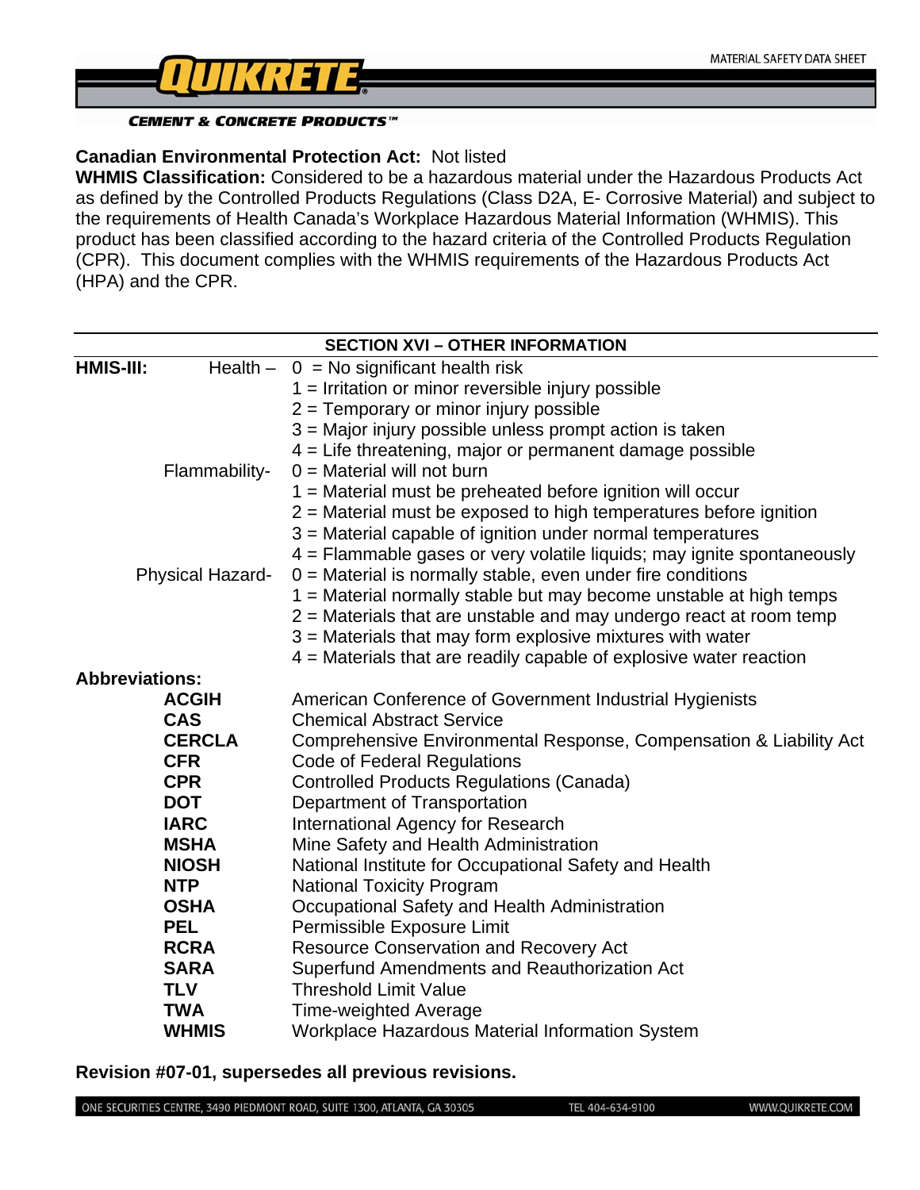**Canadian Environmental Protection Act:** Not listed

**WHMIS Classification:** Considered to be a hazardous material under the Hazardous Products Act as defined by the Controlled Products Regulations (Class D2A, E- Corrosive Material) and subject to the requirements of Health Canada's Workplace Hazardous Material Information (WHMIS). This product has been classified according to the hazard criteria of the Controlled Products Regulation (CPR). This document complies with the WHMIS requirements of the Hazardous Products Act (HPA) and the CPR.

## SECTION XVI – OTHER INFORMATION

**HMIS-III:**

Health –
- 0 = No significant health risk
- 1 = Irritation or minor reversible injury possible
- 2 = Temporary or minor injury possible
- 3 = Major injury possible unless prompt action is taken
- 4 = Life threatening, major or permanent damage possible

Flammability-
- 0 = Material will not burn
- 1 = Material must be preheated before ignition will occur
- 2 = Material must be exposed to high temperatures before ignition
- 3 = Material capable of ignition under normal temperatures
- 4 = Flammable gases or very volatile liquids; may ignite spontaneously

Physical Hazard-
- 0 = Material is normally stable, even under fire conditions
- 1 = Material normally stable but may become unstable at high temps
- 2 = Materials that are unstable and may undergo react at room temp
- 3 = Materials that may form explosive mixtures with water
- 4 = Materials that are readily capable of explosive water reaction

**Abbreviations:**

| | |
|---|---|
| **ACGIH** | American Conference of Government Industrial Hygienists |
| **CAS** | Chemical Abstract Service |
| **CERCLA** | Comprehensive Environmental Response, Compensation & Liability Act |
| **CFR** | Code of Federal Regulations |
| **CPR** | Controlled Products Regulations (Canada) |
| **DOT** | Department of Transportation |
| **IARC** | International Agency for Research |
| **MSHA** | Mine Safety and Health Administration |
| **NIOSH** | National Institute for Occupational Safety and Health |
| **NTP** | National Toxicity Program |
| **OSHA** | Occupational Safety and Health Administration |
| **PEL** | Permissible Exposure Limit |
| **RCRA** | Resource Conservation and Recovery Act |
| **SARA** | Superfund Amendments and Reauthorization Act |
| **TLV** | Threshold Limit Value |
| **TWA** | Time-weighted Average |
| **WHMIS** | Workplace Hazardous Material Information System |

**Revision #07-01, supersedes all previous revisions.**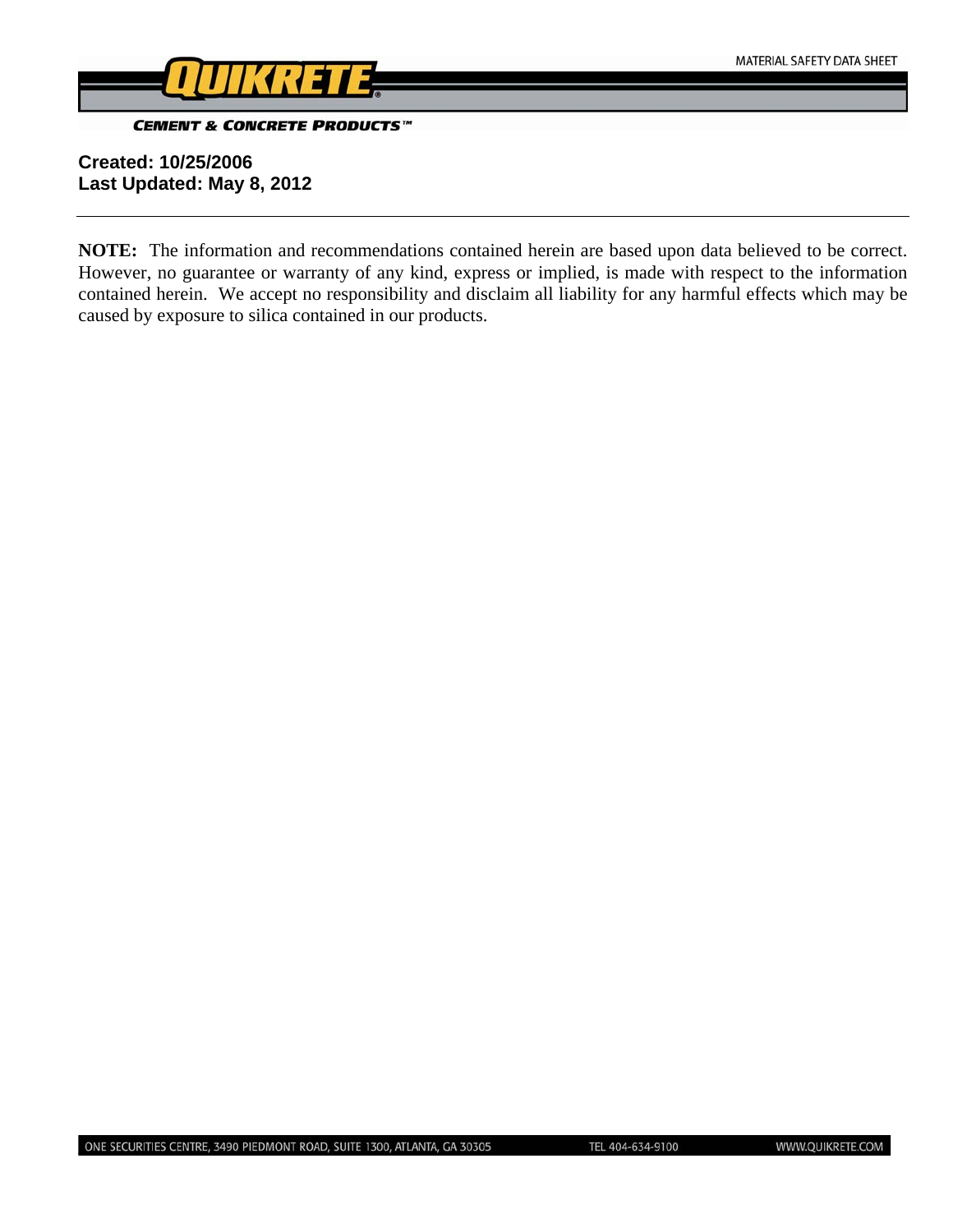**Created: 10/25/2006**
**Last Updated: May 8, 2012**

---

**NOTE:** The information and recommendations contained herein are based upon data believed to be correct. However, no guarantee or warranty of any kind, express or implied, is made with respect to the information contained herein. We accept no responsibility and disclaim all liability for any harmful effects which may be caused by exposure to silica contained in our products.